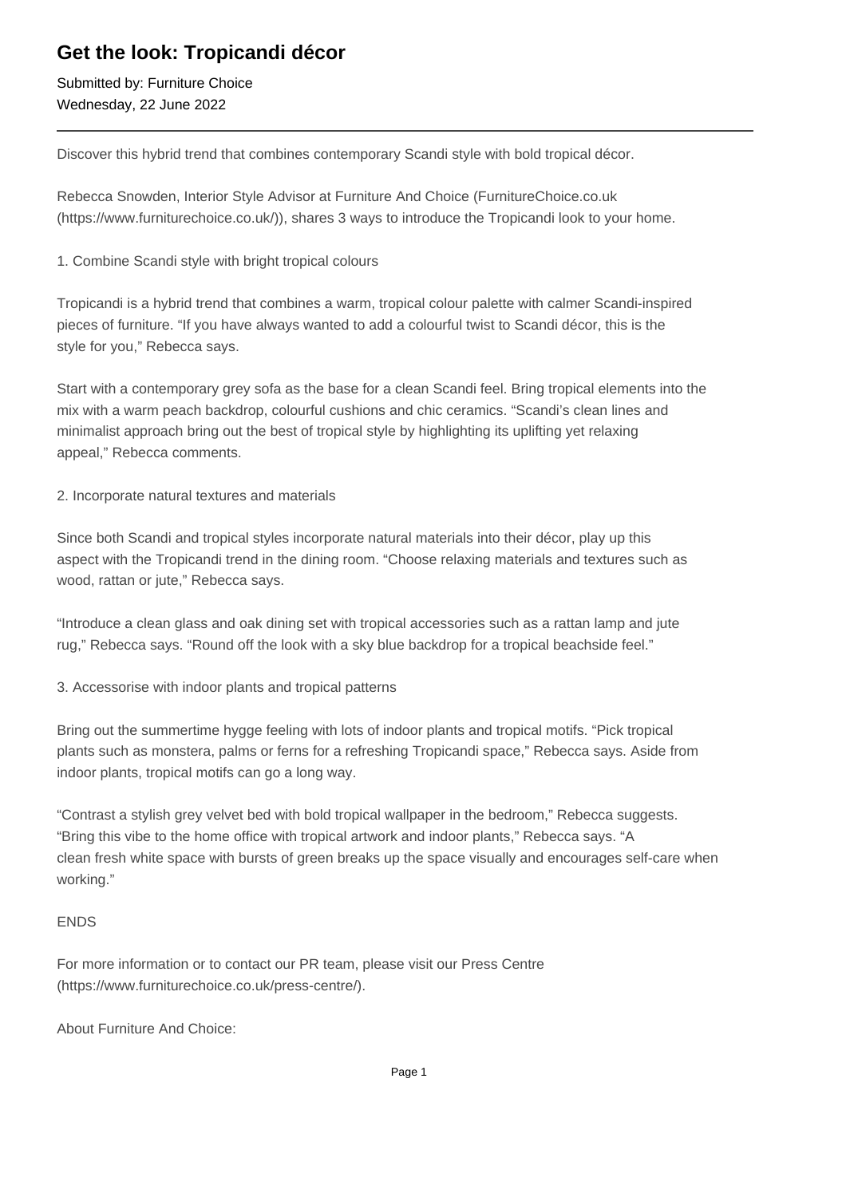# Get the look: Tropicandi décor

Submitted by: Furniture Choice
Wednesday, 22 June 2022

---

Discover this hybrid trend that combines contemporary Scandi style with bold tropical décor.

Rebecca Snowden, Interior Style Advisor at Furniture And Choice (FurnitureChoice.co.uk (https://www.furniturechoice.co.uk/)), shares 3 ways to introduce the Tropicandi look to your home.

1. Combine Scandi style with bright tropical colours

Tropicandi is a hybrid trend that combines a warm, tropical colour palette with calmer Scandi-inspired pieces of furniture. “If you have always wanted to add a colourful twist to Scandi décor, this is the style for you,” Rebecca says.

Start with a contemporary grey sofa as the base for a clean Scandi feel. Bring tropical elements into the mix with a warm peach backdrop, colourful cushions and chic ceramics. “Scandi’s clean lines and minimalist approach bring out the best of tropical style by highlighting its uplifting yet relaxing appeal,” Rebecca comments.

2. Incorporate natural textures and materials

Since both Scandi and tropical styles incorporate natural materials into their décor, play up this aspect with the Tropicandi trend in the dining room. “Choose relaxing materials and textures such as wood, rattan or jute,” Rebecca says.

“Introduce a clean glass and oak dining set with tropical accessories such as a rattan lamp and jute rug,” Rebecca says. “Round off the look with a sky blue backdrop for a tropical beachside feel.”

3. Accessorise with indoor plants and tropical patterns

Bring out the summertime hygge feeling with lots of indoor plants and tropical motifs. “Pick tropical plants such as monstera, palms or ferns for a refreshing Tropicandi space,” Rebecca says. Aside from indoor plants, tropical motifs can go a long way.

“Contrast a stylish grey velvet bed with bold tropical wallpaper in the bedroom,” Rebecca suggests. “Bring this vibe to the home office with tropical artwork and indoor plants,” Rebecca says. “A clean fresh white space with bursts of green breaks up the space visually and encourages self-care when working.”

ENDS

For more information or to contact our PR team, please visit our Press Centre (https://www.furniturechoice.co.uk/press-centre/).

About Furniture And Choice: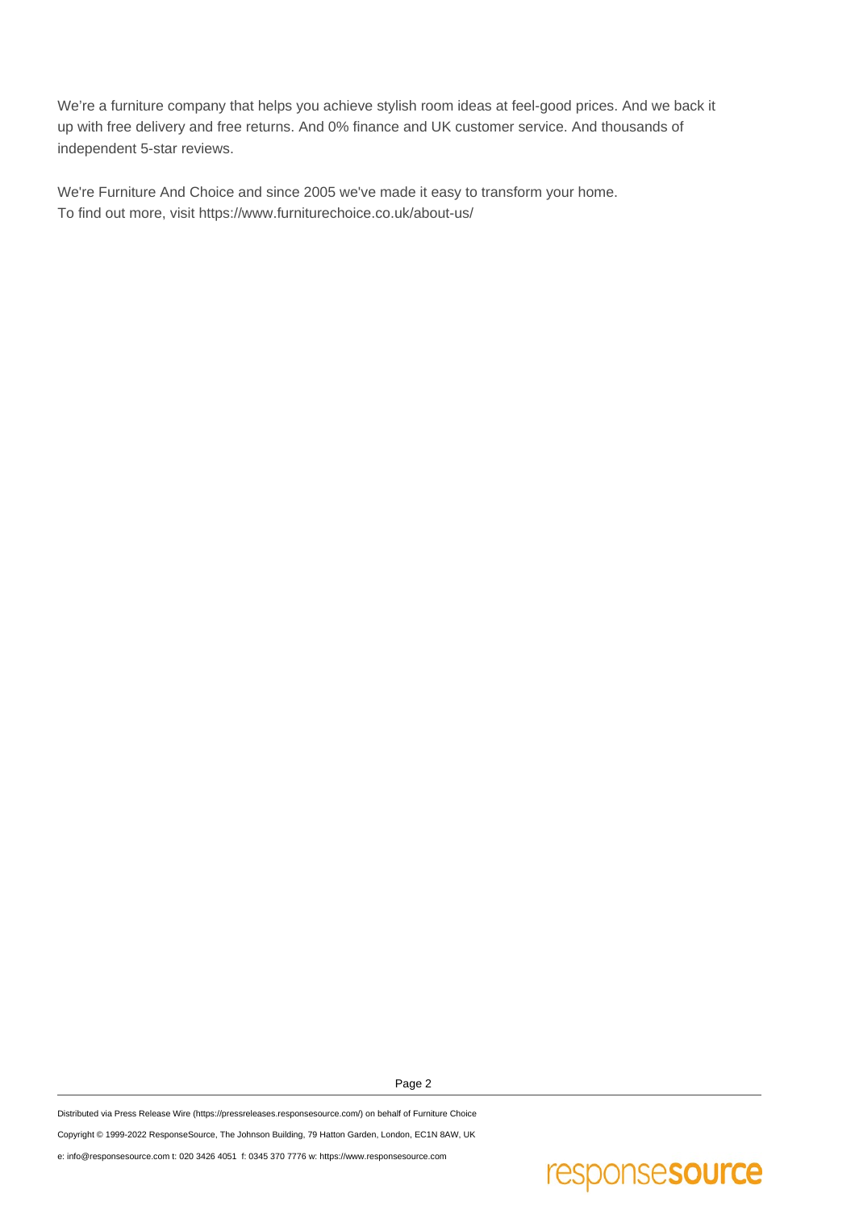We're a furniture company that helps you achieve stylish room ideas at feel-good prices. And we back it up with free delivery and free returns. And 0% finance and UK customer service. And thousands of independent 5-star reviews.

We're Furniture And Choice and since 2005 we've made it easy to transform your home.
To find out more, visit https://www.furniturechoice.co.uk/about-us/